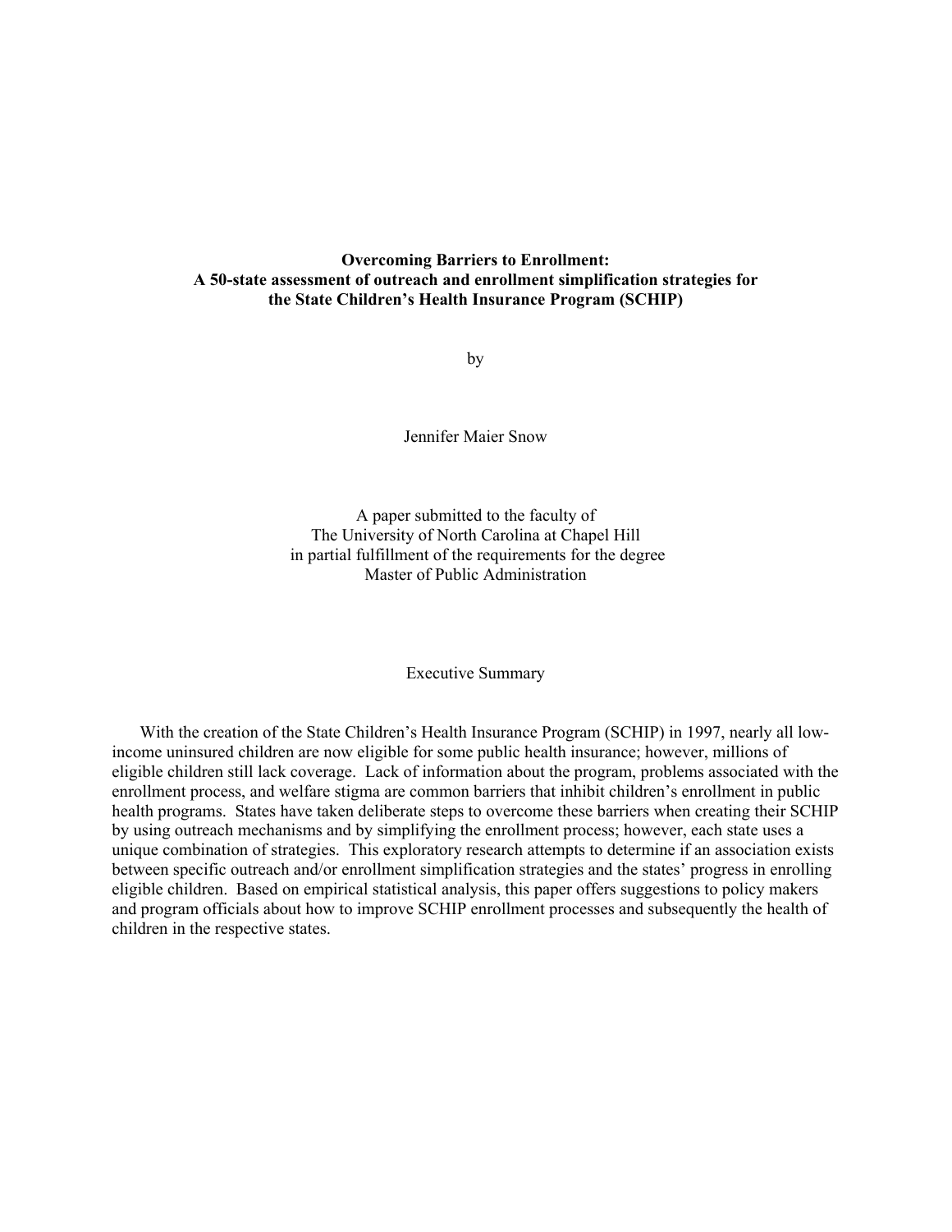# Overcoming Barriers to Enrollment:
## A 50-state assessment of outreach and enrollment simplification strategies for the State Children's Health Insurance Program (SCHIP)

by

Jennifer Maier Snow

A paper submitted to the faculty of
The University of North Carolina at Chapel Hill
in partial fulfillment of the requirements for the degree
Master of Public Administration

## Executive Summary

With the creation of the State Children's Health Insurance Program (SCHIP) in 1997, nearly all low-income uninsured children are now eligible for some public health insurance; however, millions of eligible children still lack coverage. Lack of information about the program, problems associated with the enrollment process, and welfare stigma are common barriers that inhibit children's enrollment in public health programs. States have taken deliberate steps to overcome these barriers when creating their SCHIP by using outreach mechanisms and by simplifying the enrollment process; however, each state uses a unique combination of strategies. This exploratory research attempts to determine if an association exists between specific outreach and/or enrollment simplification strategies and the states' progress in enrolling eligible children. Based on empirical statistical analysis, this paper offers suggestions to policy makers and program officials about how to improve SCHIP enrollment processes and subsequently the health of children in the respective states.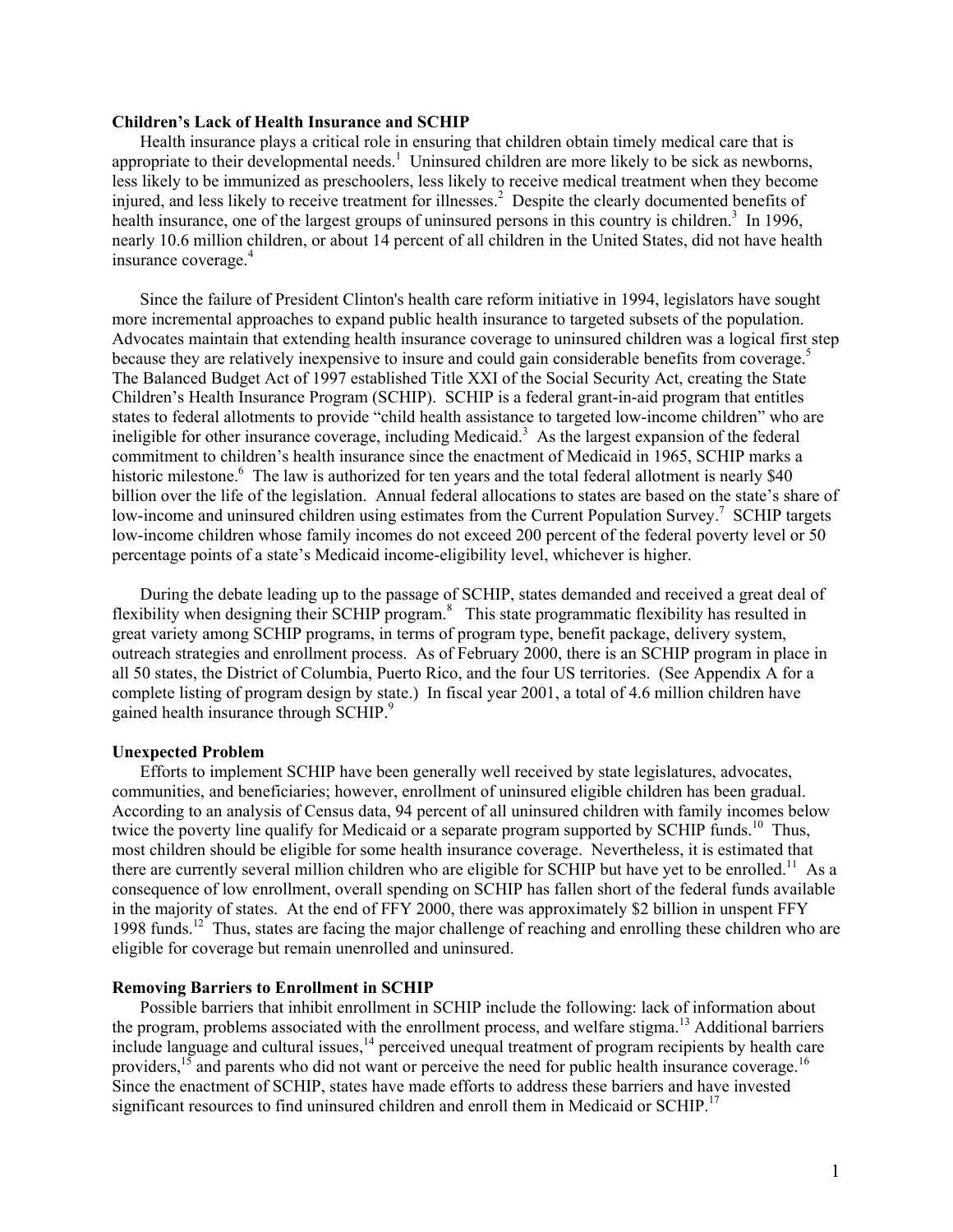**Children's Lack of Health Insurance and SCHIP**

Health insurance plays a critical role in ensuring that children obtain timely medical care that is appropriate to their developmental needs.[1] Uninsured children are more likely to be sick as newborns, less likely to be immunized as preschoolers, less likely to receive medical treatment when they become injured, and less likely to receive treatment for illnesses.[2] Despite the clearly documented benefits of health insurance, one of the largest groups of uninsured persons in this country is children.[3] In 1996, nearly 10.6 million children, or about 14 percent of all children in the United States, did not have health insurance coverage.[4]

Since the failure of President Clinton's health care reform initiative in 1994, legislators have sought more incremental approaches to expand public health insurance to targeted subsets of the population. Advocates maintain that extending health insurance coverage to uninsured children was a logical first step because they are relatively inexpensive to insure and could gain considerable benefits from coverage.[5] The Balanced Budget Act of 1997 established Title XXI of the Social Security Act, creating the State Children's Health Insurance Program (SCHIP). SCHIP is a federal grant-in-aid program that entitles states to federal allotments to provide "child health assistance to targeted low-income children" who are ineligible for other insurance coverage, including Medicaid.[3] As the largest expansion of the federal commitment to children's health insurance since the enactment of Medicaid in 1965, SCHIP marks a historic milestone.[6] The law is authorized for ten years and the total federal allotment is nearly $40 billion over the life of the legislation. Annual federal allocations to states are based on the state's share of low-income and uninsured children using estimates from the Current Population Survey.[7] SCHIP targets low-income children whose family incomes do not exceed 200 percent of the federal poverty level or 50 percentage points of a state's Medicaid income-eligibility level, whichever is higher.

During the debate leading up to the passage of SCHIP, states demanded and received a great deal of flexibility when designing their SCHIP program.[8] This state programmatic flexibility has resulted in great variety among SCHIP programs, in terms of program type, benefit package, delivery system, outreach strategies and enrollment process. As of February 2000, there is an SCHIP program in place in all 50 states, the District of Columbia, Puerto Rico, and the four US territories. (See Appendix A for a complete listing of program design by state.) In fiscal year 2001, a total of 4.6 million children have gained health insurance through SCHIP.[9]

**Unexpected Problem**

Efforts to implement SCHIP have been generally well received by state legislatures, advocates, communities, and beneficiaries; however, enrollment of uninsured eligible children has been gradual. According to an analysis of Census data, 94 percent of all uninsured children with family incomes below twice the poverty line qualify for Medicaid or a separate program supported by SCHIP funds.[10] Thus, most children should be eligible for some health insurance coverage. Nevertheless, it is estimated that there are currently several million children who are eligible for SCHIP but have yet to be enrolled.[11] As a consequence of low enrollment, overall spending on SCHIP has fallen short of the federal funds available in the majority of states. At the end of FFY 2000, there was approximately $2 billion in unspent FFY 1998 funds.[12] Thus, states are facing the major challenge of reaching and enrolling these children who are eligible for coverage but remain unenrolled and uninsured.

**Removing Barriers to Enrollment in SCHIP**

Possible barriers that inhibit enrollment in SCHIP include the following: lack of information about the program, problems associated with the enrollment process, and welfare stigma.[13] Additional barriers include language and cultural issues,[14] perceived unequal treatment of program recipients by health care providers,[15] and parents who did not want or perceive the need for public health insurance coverage.[16] Since the enactment of SCHIP, states have made efforts to address these barriers and have invested significant resources to find uninsured children and enroll them in Medicaid or SCHIP.[17]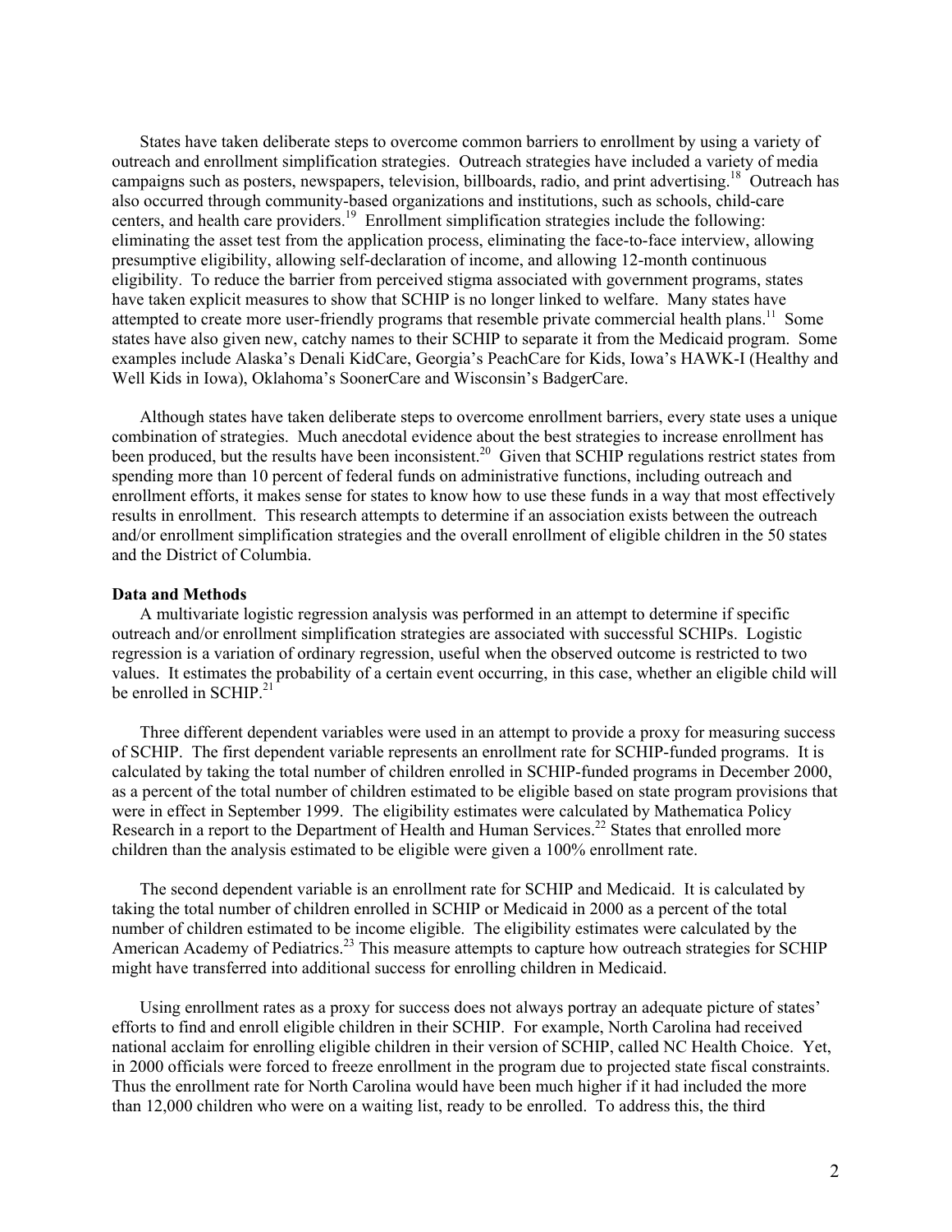States have taken deliberate steps to overcome common barriers to enrollment by using a variety of outreach and enrollment simplification strategies. Outreach strategies have included a variety of media campaigns such as posters, newspapers, television, billboards, radio, and print advertising.[18] Outreach has also occurred through community-based organizations and institutions, such as schools, child-care centers, and health care providers.[19] Enrollment simplification strategies include the following: eliminating the asset test from the application process, eliminating the face-to-face interview, allowing presumptive eligibility, allowing self-declaration of income, and allowing 12-month continuous eligibility. To reduce the barrier from perceived stigma associated with government programs, states have taken explicit measures to show that SCHIP is no longer linked to welfare. Many states have attempted to create more user-friendly programs that resemble private commercial health plans.[11] Some states have also given new, catchy names to their SCHIP to separate it from the Medicaid program. Some examples include Alaska's Denali KidCare, Georgia's PeachCare for Kids, Iowa's HAWK-I (Healthy and Well Kids in Iowa), Oklahoma's SoonerCare and Wisconsin's BadgerCare.

Although states have taken deliberate steps to overcome enrollment barriers, every state uses a unique combination of strategies. Much anecdotal evidence about the best strategies to increase enrollment has been produced, but the results have been inconsistent.[20] Given that SCHIP regulations restrict states from spending more than 10 percent of federal funds on administrative functions, including outreach and enrollment efforts, it makes sense for states to know how to use these funds in a way that most effectively results in enrollment. This research attempts to determine if an association exists between the outreach and/or enrollment simplification strategies and the overall enrollment of eligible children in the 50 states and the District of Columbia.

**Data and Methods**

A multivariate logistic regression analysis was performed in an attempt to determine if specific outreach and/or enrollment simplification strategies are associated with successful SCHIPs. Logistic regression is a variation of ordinary regression, useful when the observed outcome is restricted to two values. It estimates the probability of a certain event occurring, in this case, whether an eligible child will be enrolled in SCHIP.[21]

Three different dependent variables were used in an attempt to provide a proxy for measuring success of SCHIP. The first dependent variable represents an enrollment rate for SCHIP-funded programs. It is calculated by taking the total number of children enrolled in SCHIP-funded programs in December 2000, as a percent of the total number of children estimated to be eligible based on state program provisions that were in effect in September 1999. The eligibility estimates were calculated by Mathematica Policy Research in a report to the Department of Health and Human Services.[22] States that enrolled more children than the analysis estimated to be eligible were given a 100% enrollment rate.

The second dependent variable is an enrollment rate for SCHIP and Medicaid. It is calculated by taking the total number of children enrolled in SCHIP or Medicaid in 2000 as a percent of the total number of children estimated to be income eligible. The eligibility estimates were calculated by the American Academy of Pediatrics.[23] This measure attempts to capture how outreach strategies for SCHIP might have transferred into additional success for enrolling children in Medicaid.

Using enrollment rates as a proxy for success does not always portray an adequate picture of states' efforts to find and enroll eligible children in their SCHIP. For example, North Carolina had received national acclaim for enrolling eligible children in their version of SCHIP, called NC Health Choice. Yet, in 2000 officials were forced to freeze enrollment in the program due to projected state fiscal constraints. Thus the enrollment rate for North Carolina would have been much higher if it had included the more than 12,000 children who were on a waiting list, ready to be enrolled. To address this, the third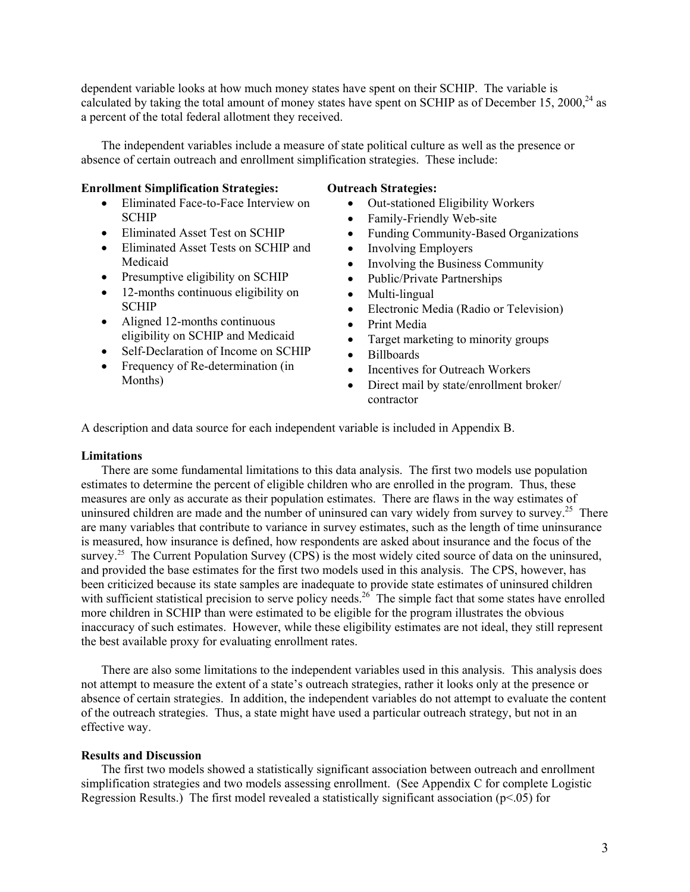dependent variable looks at how much money states have spent on their SCHIP. The variable is calculated by taking the total amount of money states have spent on SCHIP as of December 15, 2000,[24] as a percent of the total federal allotment they received.

The independent variables include a measure of state political culture as well as the presence or absence of certain outreach and enrollment simplification strategies. These include:

**Enrollment Simplification Strategies:**

- Eliminated Face-to-Face Interview on SCHIP
- Eliminated Asset Test on SCHIP
- Eliminated Asset Tests on SCHIP and Medicaid
- Presumptive eligibility on SCHIP
- 12-months continuous eligibility on SCHIP
- Aligned 12-months continuous eligibility on SCHIP and Medicaid
- Self-Declaration of Income on SCHIP
- Frequency of Re-determination (in Months)

**Outreach Strategies:**

- Out-stationed Eligibility Workers
- Family-Friendly Web-site
- Funding Community-Based Organizations
- Involving Employers
- Involving the Business Community
- Public/Private Partnerships
- Multi-lingual
- Electronic Media (Radio or Television)
- Print Media
- Target marketing to minority groups
- Billboards
- Incentives for Outreach Workers
- Direct mail by state/enrollment broker/ contractor

A description and data source for each independent variable is included in Appendix B.

**Limitations**

There are some fundamental limitations to this data analysis. The first two models use population estimates to determine the percent of eligible children who are enrolled in the program. Thus, these measures are only as accurate as their population estimates. There are flaws in the way estimates of uninsured children are made and the number of uninsured can vary widely from survey to survey.[25] There are many variables that contribute to variance in survey estimates, such as the length of time uninsurance is measured, how insurance is defined, how respondents are asked about insurance and the focus of the survey.[25] The Current Population Survey (CPS) is the most widely cited source of data on the uninsured, and provided the base estimates for the first two models used in this analysis. The CPS, however, has been criticized because its state samples are inadequate to provide state estimates of uninsured children with sufficient statistical precision to serve policy needs.[26] The simple fact that some states have enrolled more children in SCHIP than were estimated to be eligible for the program illustrates the obvious inaccuracy of such estimates. However, while these eligibility estimates are not ideal, they still represent the best available proxy for evaluating enrollment rates.

There are also some limitations to the independent variables used in this analysis. This analysis does not attempt to measure the extent of a state's outreach strategies, rather it looks only at the presence or absence of certain strategies. In addition, the independent variables do not attempt to evaluate the content of the outreach strategies. Thus, a state might have used a particular outreach strategy, but not in an effective way.

**Results and Discussion**

The first two models showed a statistically significant association between outreach and enrollment simplification strategies and two models assessing enrollment. (See Appendix C for complete Logistic Regression Results.) The first model revealed a statistically significant association ($p<.05$) for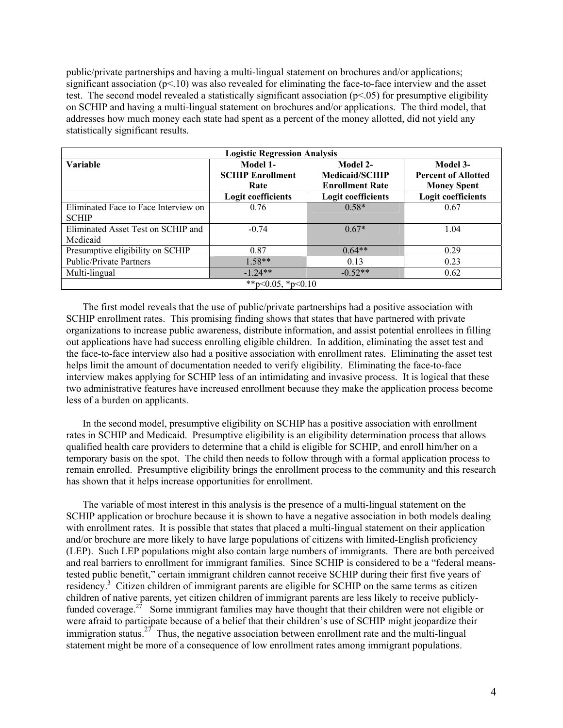public/private partnerships and having a multi-lingual statement on brochures and/or applications; significant association ($p<.10$) was also revealed for eliminating the face-to-face interview and the asset test. The second model revealed a statistically significant association ($p<.05$) for presumptive eligibility on SCHIP and having a multi-lingual statement on brochures and/or applications. The third model, that addresses how much money each state had spent as a percent of the money allotted, did not yield any statistically significant results.

| **Logistic Regression Analysis** | | | |
|---|---|---|---|
| **Variable** | **Model 1- SCHIP Enrollment Rate** | **Model 2- Medicaid/SCHIP Enrollment Rate** | **Model 3- Percent of Allotted Money Spent** |
| | **Logit coefficients** | **Logit coefficients** | **Logit coefficients** |
| Eliminated Face to Face Interview on SCHIP | 0.76 | 0.58* | 0.67 |
| Eliminated Asset Test on SCHIP and Medicaid | -0.74 | 0.67* | 1.04 |
| Presumptive eligibility on SCHIP | 0.87 | 0.64** | 0.29 |
| Public/Private Partners | 1.58** | 0.13 | 0.23 |
| Multi-lingual | -1.24** | -0.52** | 0.62 |
| **$p<0.05$, *$p<0.10$ | | | |

The first model reveals that the use of public/private partnerships had a positive association with SCHIP enrollment rates. This promising finding shows that states that have partnered with private organizations to increase public awareness, distribute information, and assist potential enrollees in filling out applications have had success enrolling eligible children. In addition, eliminating the asset test and the face-to-face interview also had a positive association with enrollment rates. Eliminating the asset test helps limit the amount of documentation needed to verify eligibility. Eliminating the face-to-face interview makes applying for SCHIP less of an intimidating and invasive process. It is logical that these two administrative features have increased enrollment because they make the application process become less of a burden on applicants.

In the second model, presumptive eligibility on SCHIP has a positive association with enrollment rates in SCHIP and Medicaid. Presumptive eligibility is an eligibility determination process that allows qualified health care providers to determine that a child is eligible for SCHIP, and enroll him/her on a temporary basis on the spot. The child then needs to follow through with a formal application process to remain enrolled. Presumptive eligibility brings the enrollment process to the community and this research has shown that it helps increase opportunities for enrollment.

The variable of most interest in this analysis is the presence of a multi-lingual statement on the SCHIP application or brochure because it is shown to have a negative association in both models dealing with enrollment rates. It is possible that states that placed a multi-lingual statement on their application and/or brochure are more likely to have large populations of citizens with limited-English proficiency (LEP). Such LEP populations might also contain large numbers of immigrants. There are both perceived and real barriers to enrollment for immigrant families. Since SCHIP is considered to be a "federal means-tested public benefit," certain immigrant children cannot receive SCHIP during their first five years of residency.[3] Citizen children of immigrant parents are eligible for SCHIP on the same terms as citizen children of native parents, yet citizen children of immigrant parents are less likely to receive publicly-funded coverage.[27] Some immigrant families may have thought that their children were not eligible or were afraid to participate because of a belief that their children's use of SCHIP might jeopardize their immigration status.[27] Thus, the negative association between enrollment rate and the multi-lingual statement might be more of a consequence of low enrollment rates among immigrant populations.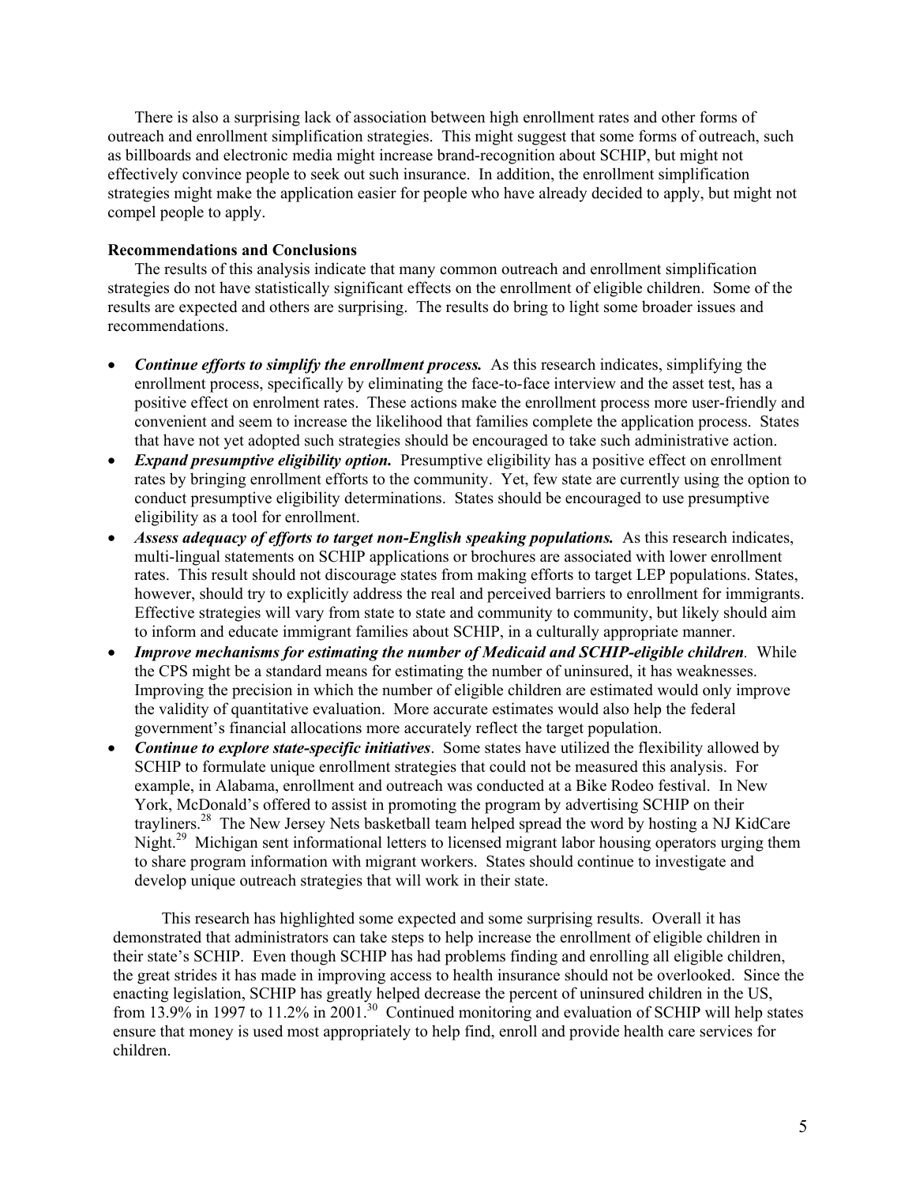There is also a surprising lack of association between high enrollment rates and other forms of outreach and enrollment simplification strategies. This might suggest that some forms of outreach, such as billboards and electronic media might increase brand-recognition about SCHIP, but might not effectively convince people to seek out such insurance. In addition, the enrollment simplification strategies might make the application easier for people who have already decided to apply, but might not compel people to apply.

**Recommendations and Conclusions**

The results of this analysis indicate that many common outreach and enrollment simplification strategies do not have statistically significant effects on the enrollment of eligible children. Some of the results are expected and others are surprising. The results do bring to light some broader issues and recommendations.

- ***Continue efforts to simplify the enrollment process.*** As this research indicates, simplifying the enrollment process, specifically by eliminating the face-to-face interview and the asset test, has a positive effect on enrolment rates. These actions make the enrollment process more user-friendly and convenient and seem to increase the likelihood that families complete the application process. States that have not yet adopted such strategies should be encouraged to take such administrative action.
- ***Expand presumptive eligibility option.*** Presumptive eligibility has a positive effect on enrollment rates by bringing enrollment efforts to the community. Yet, few state are currently using the option to conduct presumptive eligibility determinations. States should be encouraged to use presumptive eligibility as a tool for enrollment.
- ***Assess adequacy of efforts to target non-English speaking populations.*** As this research indicates, multi-lingual statements on SCHIP applications or brochures are associated with lower enrollment rates. This result should not discourage states from making efforts to target LEP populations. States, however, should try to explicitly address the real and perceived barriers to enrollment for immigrants. Effective strategies will vary from state to state and community to community, but likely should aim to inform and educate immigrant families about SCHIP, in a culturally appropriate manner.
- ***Improve mechanisms for estimating the number of Medicaid and SCHIP-eligible children****.* While the CPS might be a standard means for estimating the number of uninsured, it has weaknesses. Improving the precision in which the number of eligible children are estimated would only improve the validity of quantitative evaluation. More accurate estimates would also help the federal government's financial allocations more accurately reflect the target population.
- ***Continue to explore state-specific initiatives***. Some states have utilized the flexibility allowed by SCHIP to formulate unique enrollment strategies that could not be measured this analysis. For example, in Alabama, enrollment and outreach was conducted at a Bike Rodeo festival. In New York, McDonald's offered to assist in promoting the program by advertising SCHIP on their trayliners.[28] The New Jersey Nets basketball team helped spread the word by hosting a NJ KidCare Night.[29] Michigan sent informational letters to licensed migrant labor housing operators urging them to share program information with migrant workers. States should continue to investigate and develop unique outreach strategies that will work in their state.

This research has highlighted some expected and some surprising results. Overall it has demonstrated that administrators can take steps to help increase the enrollment of eligible children in their state's SCHIP. Even though SCHIP has had problems finding and enrolling all eligible children, the great strides it has made in improving access to health insurance should not be overlooked. Since the enacting legislation, SCHIP has greatly helped decrease the percent of uninsured children in the US, from 13.9% in 1997 to 11.2% in 2001.[30] Continued monitoring and evaluation of SCHIP will help states ensure that money is used most appropriately to help find, enroll and provide health care services for children.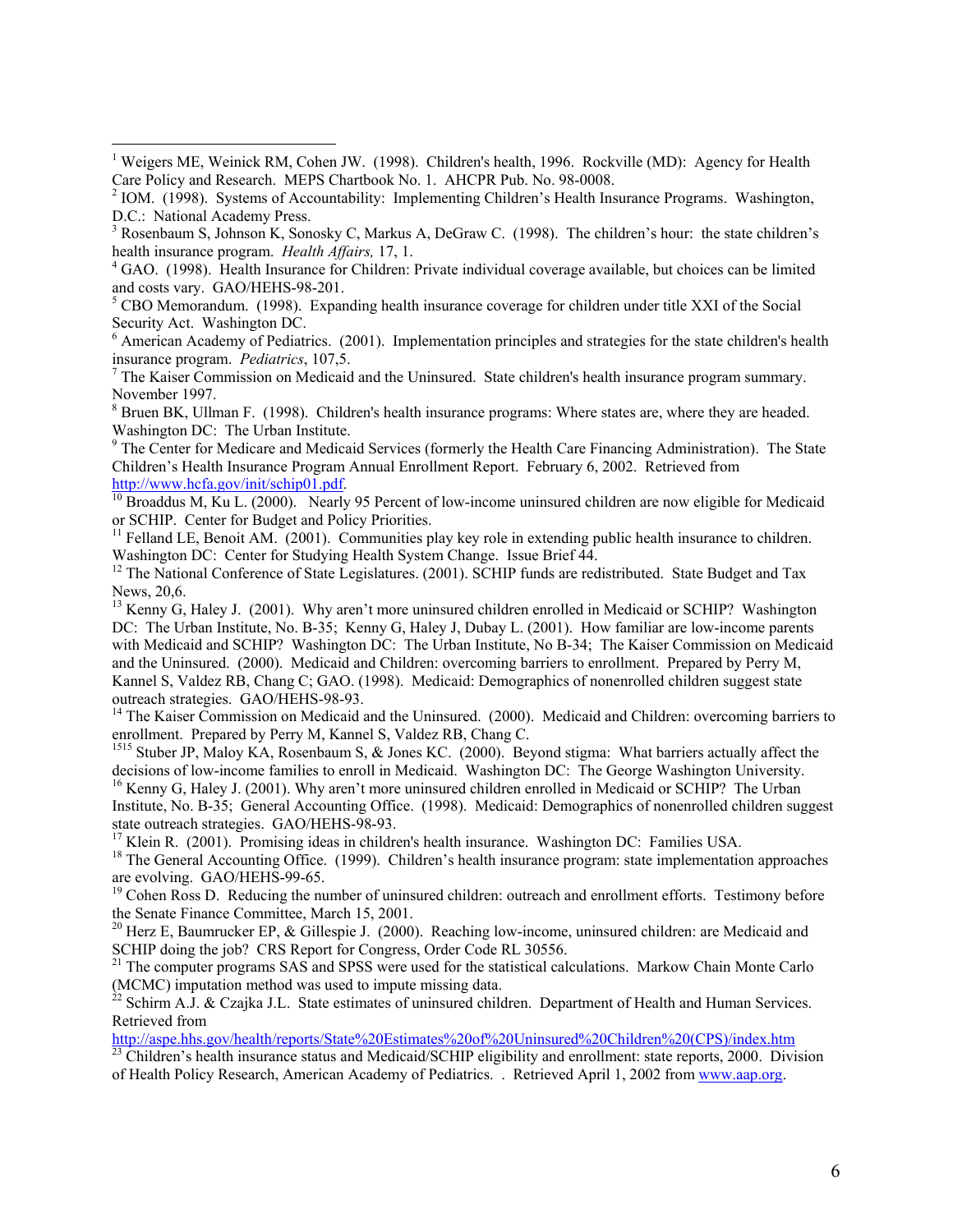[1] Weigers ME, Weinick RM, Cohen JW. (1998). Children's health, 1996. Rockville (MD): Agency for Health Care Policy and Research. MEPS Chartbook No. 1. AHCPR Pub. No. 98-0008.

[2] IOM. (1998). Systems of Accountability: Implementing Children's Health Insurance Programs. Washington, D.C.: National Academy Press.

[3] Rosenbaum S, Johnson K, Sonosky C, Markus A, DeGraw C. (1998). The children's hour: the state children's health insurance program. *Health Affairs,* 17, 1.

[4] GAO. (1998). Health Insurance for Children: Private individual coverage available, but choices can be limited and costs vary. GAO/HEHS-98-201.

[5] CBO Memorandum. (1998). Expanding health insurance coverage for children under title XXI of the Social Security Act. Washington DC.

[6] American Academy of Pediatrics. (2001). Implementation principles and strategies for the state children's health insurance program. *Pediatrics*, 107,5.

[7] The Kaiser Commission on Medicaid and the Uninsured. State children's health insurance program summary. November 1997.

[8] Bruen BK, Ullman F. (1998). Children's health insurance programs: Where states are, where they are headed. Washington DC: The Urban Institute.

[9] The Center for Medicare and Medicaid Services (formerly the Health Care Financing Administration). The State Children's Health Insurance Program Annual Enrollment Report. February 6, 2002. Retrieved from http://www.hcfa.gov/init/schip01.pdf.

[10] Broaddus M, Ku L. (2000). Nearly 95 Percent of low-income uninsured children are now eligible for Medicaid or SCHIP. Center for Budget and Policy Priorities.

[11] Felland LE, Benoit AM. (2001). Communities play key role in extending public health insurance to children. Washington DC: Center for Studying Health System Change. Issue Brief 44.

[12] The National Conference of State Legislatures. (2001). SCHIP funds are redistributed. State Budget and Tax News, 20,6.

[13] Kenny G, Haley J. (2001). Why aren't more uninsured children enrolled in Medicaid or SCHIP? Washington DC: The Urban Institute, No. B-35; Kenny G, Haley J, Dubay L. (2001). How familiar are low-income parents with Medicaid and SCHIP? Washington DC: The Urban Institute, No B-34; The Kaiser Commission on Medicaid and the Uninsured. (2000). Medicaid and Children: overcoming barriers to enrollment. Prepared by Perry M, Kannel S, Valdez RB, Chang C; GAO. (1998). Medicaid: Demographics of nonenrolled children suggest state outreach strategies. GAO/HEHS-98-93.

[14] The Kaiser Commission on Medicaid and the Uninsured. (2000). Medicaid and Children: overcoming barriers to enrollment. Prepared by Perry M, Kannel S, Valdez RB, Chang C.

[1515] Stuber JP, Maloy KA, Rosenbaum S, & Jones KC. (2000). Beyond stigma: What barriers actually affect the decisions of low-income families to enroll in Medicaid. Washington DC: The George Washington University.

[16] Kenny G, Haley J. (2001). Why aren't more uninsured children enrolled in Medicaid or SCHIP? The Urban Institute, No. B-35; General Accounting Office. (1998). Medicaid: Demographics of nonenrolled children suggest state outreach strategies. GAO/HEHS-98-93.

[17] Klein R. (2001). Promising ideas in children's health insurance. Washington DC: Families USA.

[18] The General Accounting Office. (1999). Children's health insurance program: state implementation approaches are evolving. GAO/HEHS-99-65.

[19] Cohen Ross D. Reducing the number of uninsured children: outreach and enrollment efforts. Testimony before the Senate Finance Committee, March 15, 2001.

[20] Herz E, Baumrucker EP, & Gillespie J. (2000). Reaching low-income, uninsured children: are Medicaid and SCHIP doing the job? CRS Report for Congress, Order Code RL 30556.

[21] The computer programs SAS and SPSS were used for the statistical calculations. Markow Chain Monte Carlo (MCMC) imputation method was used to impute missing data.

[22] Schirm A.J. & Czajka J.L. State estimates of uninsured children. Department of Health and Human Services. Retrieved from http://aspe.hhs.gov/health/reports/State%20Estimates%20of%20Uninsured%20Children%20(CPS)/index.htm

[23] Children's health insurance status and Medicaid/SCHIP eligibility and enrollment: state reports, 2000. Division of Health Policy Research, American Academy of Pediatrics. . Retrieved April 1, 2002 from www.aap.org.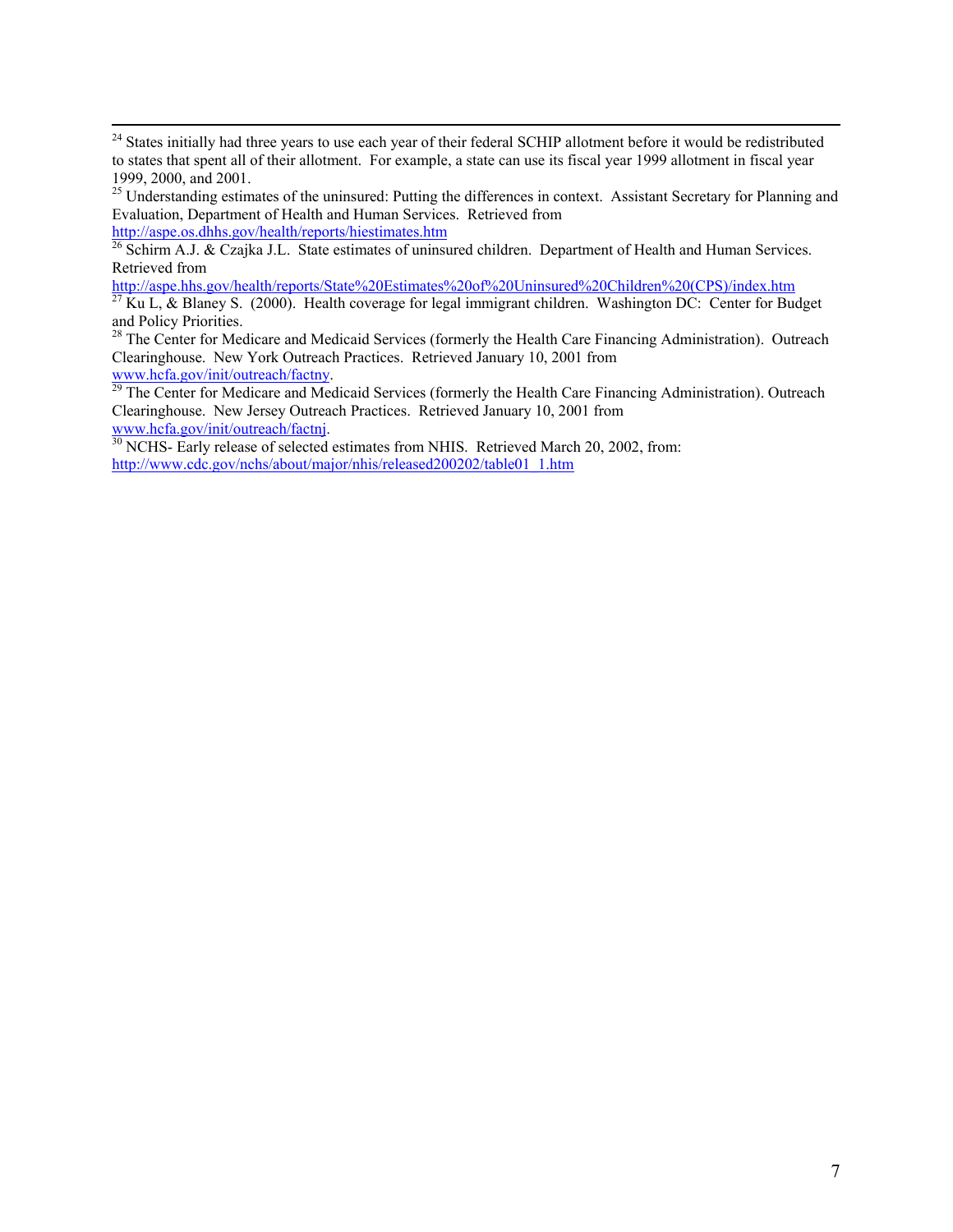---

[24] States initially had three years to use each year of their federal SCHIP allotment before it would be redistributed to states that spent all of their allotment. For example, a state can use its fiscal year 1999 allotment in fiscal year 1999, 2000, and 2001.

[25] Understanding estimates of the uninsured: Putting the differences in context. Assistant Secretary for Planning and Evaluation, Department of Health and Human Services. Retrieved from http://aspe.os.dhhs.gov/health/reports/hiestimates.htm

[26] Schirm A.J. & Czajka J.L. State estimates of uninsured children. Department of Health and Human Services. Retrieved from http://aspe.hhs.gov/health/reports/State%20Estimates%20of%20Uninsured%20Children%20(CPS)/index.htm

[27] Ku L, & Blaney S. (2000). Health coverage for legal immigrant children. Washington DC: Center for Budget and Policy Priorities.

[28] The Center for Medicare and Medicaid Services (formerly the Health Care Financing Administration). Outreach Clearinghouse. New York Outreach Practices. Retrieved January 10, 2001 from www.hcfa.gov/init/outreach/factny.

[29] The Center for Medicare and Medicaid Services (formerly the Health Care Financing Administration). Outreach Clearinghouse. New Jersey Outreach Practices. Retrieved January 10, 2001 from www.hcfa.gov/init/outreach/factnj.

[30] NCHS- Early release of selected estimates from NHIS. Retrieved March 20, 2002, from: http://www.cdc.gov/nchs/about/major/nhis/released200202/table01_1.htm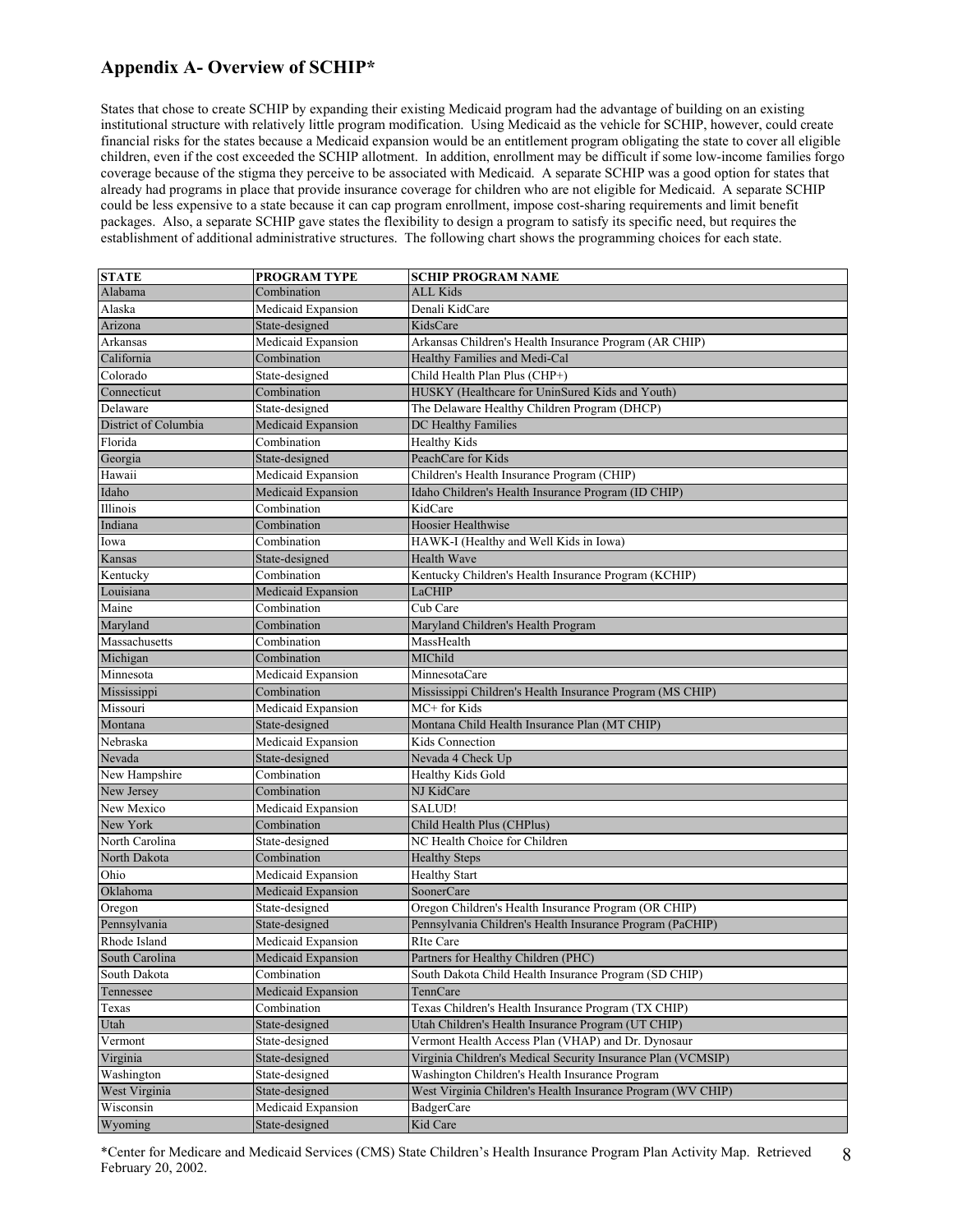## Appendix A- Overview of SCHIP*

States that chose to create SCHIP by expanding their existing Medicaid program had the advantage of building on an existing institutional structure with relatively little program modification. Using Medicaid as the vehicle for SCHIP, however, could create financial risks for the states because a Medicaid expansion would be an entitlement program obligating the state to cover all eligible children, even if the cost exceeded the SCHIP allotment. In addition, enrollment may be difficult if some low-income families forgo coverage because of the stigma they perceive to be associated with Medicaid. A separate SCHIP was a good option for states that already had programs in place that provide insurance coverage for children who are not eligible for Medicaid. A separate SCHIP could be less expensive to a state because it can cap program enrollment, impose cost-sharing requirements and limit benefit packages. Also, a separate SCHIP gave states the flexibility to design a program to satisfy its specific need, but requires the establishment of additional administrative structures. The following chart shows the programming choices for each state.

| STATE | PROGRAM TYPE | SCHIP PROGRAM NAME |
|---|---|---|
| Alabama | Combination | ALL Kids |
| Alaska | Medicaid Expansion | Denali KidCare |
| Arizona | State-designed | KidsCare |
| Arkansas | Medicaid Expansion | Arkansas Children's Health Insurance Program (AR CHIP) |
| California | Combination | Healthy Families and Medi-Cal |
| Colorado | State-designed | Child Health Plan Plus (CHP+) |
| Connecticut | Combination | HUSKY (Healthcare for UninSured Kids and Youth) |
| Delaware | State-designed | The Delaware Healthy Children Program (DHCP) |
| District of Columbia | Medicaid Expansion | DC Healthy Families |
| Florida | Combination | Healthy Kids |
| Georgia | State-designed | PeachCare for Kids |
| Hawaii | Medicaid Expansion | Children's Health Insurance Program (CHIP) |
| Idaho | Medicaid Expansion | Idaho Children's Health Insurance Program (ID CHIP) |
| Illinois | Combination | KidCare |
| Indiana | Combination | Hoosier Healthwise |
| Iowa | Combination | HAWK-I (Healthy and Well Kids in Iowa) |
| Kansas | State-designed | Health Wave |
| Kentucky | Combination | Kentucky Children's Health Insurance Program (KCHIP) |
| Louisiana | Medicaid Expansion | LaCHIP |
| Maine | Combination | Cub Care |
| Maryland | Combination | Maryland Children's Health Program |
| Massachusetts | Combination | MassHealth |
| Michigan | Combination | MIChild |
| Minnesota | Medicaid Expansion | MinnesotaCare |
| Mississippi | Combination | Mississippi Children's Health Insurance Program (MS CHIP) |
| Missouri | Medicaid Expansion | MC+ for Kids |
| Montana | State-designed | Montana Child Health Insurance Plan (MT CHIP) |
| Nebraska | Medicaid Expansion | Kids Connection |
| Nevada | State-designed | Nevada 4 Check Up |
| New Hampshire | Combination | Healthy Kids Gold |
| New Jersey | Combination | NJ KidCare |
| New Mexico | Medicaid Expansion | SALUD! |
| New York | Combination | Child Health Plus (CHPlus) |
| North Carolina | State-designed | NC Health Choice for Children |
| North Dakota | Combination | Healthy Steps |
| Ohio | Medicaid Expansion | Healthy Start |
| Oklahoma | Medicaid Expansion | SoonerCare |
| Oregon | State-designed | Oregon Children's Health Insurance Program (OR CHIP) |
| Pennsylvania | State-designed | Pennsylvania Children's Health Insurance Program (PaCHIP) |
| Rhode Island | Medicaid Expansion | RIte Care |
| South Carolina | Medicaid Expansion | Partners for Healthy Children (PHC) |
| South Dakota | Combination | South Dakota Child Health Insurance Program (SD CHIP) |
| Tennessee | Medicaid Expansion | TennCare |
| Texas | Combination | Texas Children's Health Insurance Program (TX CHIP) |
| Utah | State-designed | Utah Children's Health Insurance Program (UT CHIP) |
| Vermont | State-designed | Vermont Health Access Plan (VHAP) and Dr. Dynosaur |
| Virginia | State-designed | Virginia Children's Medical Security Insurance Plan (VCMSIP) |
| Washington | State-designed | Washington Children's Health Insurance Program |
| West Virginia | State-designed | West Virginia Children's Health Insurance Program (WV CHIP) |
| Wisconsin | Medicaid Expansion | BadgerCare |
| Wyoming | State-designed | Kid Care |

*Center for Medicare and Medicaid Services (CMS) State Children's Health Insurance Program Plan Activity Map. Retrieved February 20, 2002.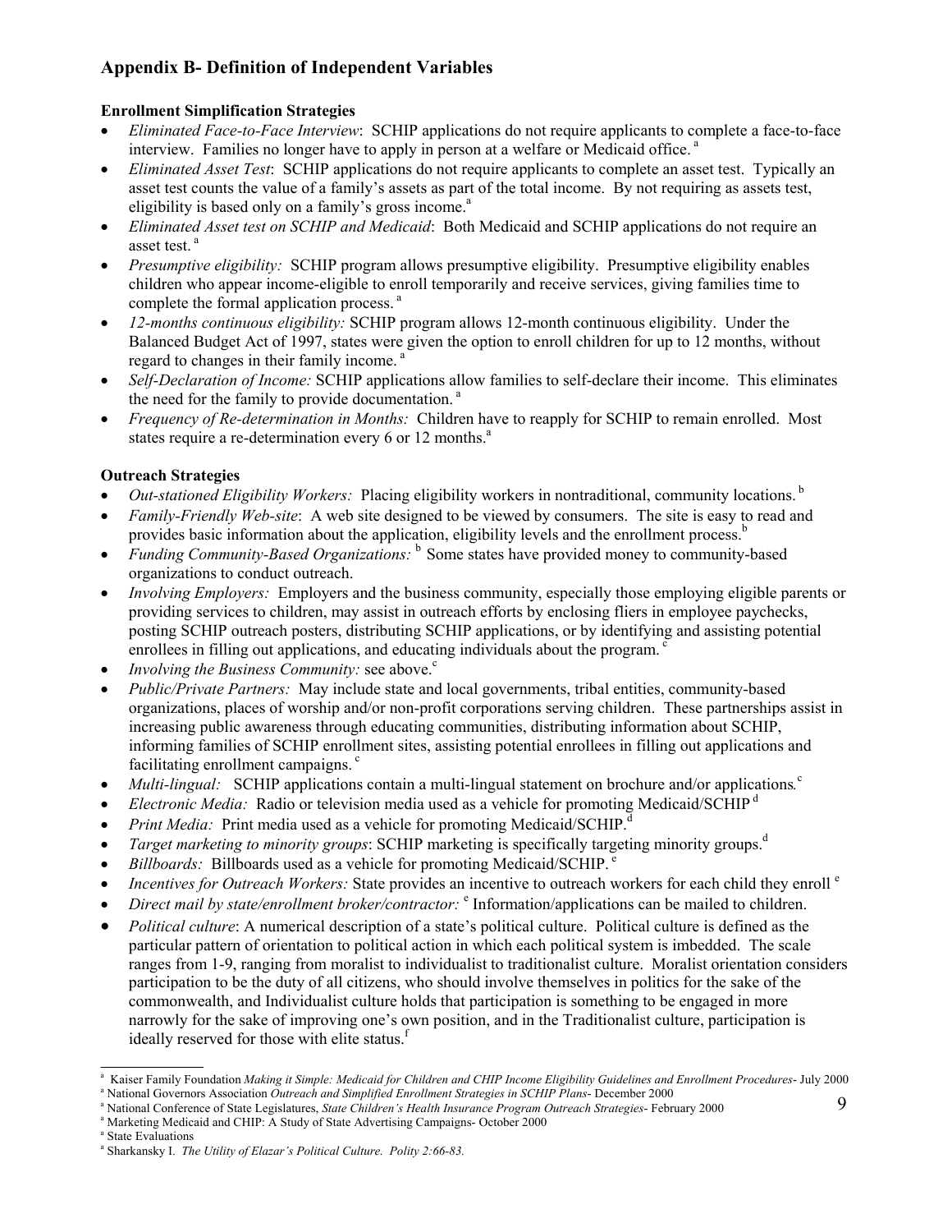## Appendix B- Definition of Independent Variables

**Enrollment Simplification Strategies**

- *Eliminated Face-to-Face Interview*: SCHIP applications do not require applicants to complete a face-to-face interview. Families no longer have to apply in person at a welfare or Medicaid office. [a]
- *Eliminated Asset Test*: SCHIP applications do not require applicants to complete an asset test. Typically an asset test counts the value of a family's assets as part of the total income. By not requiring as assets test, eligibility is based only on a family's gross income.[a]
- *Eliminated Asset test on SCHIP and Medicaid*: Both Medicaid and SCHIP applications do not require an asset test. [a]
- *Presumptive eligibility:* SCHIP program allows presumptive eligibility. Presumptive eligibility enables children who appear income-eligible to enroll temporarily and receive services, giving families time to complete the formal application process. [a]
- *12-months continuous eligibility:* SCHIP program allows 12-month continuous eligibility. Under the Balanced Budget Act of 1997, states were given the option to enroll children for up to 12 months, without regard to changes in their family income. [a]
- *Self-Declaration of Income:* SCHIP applications allow families to self-declare their income. This eliminates the need for the family to provide documentation. [a]
- *Frequency of Re-determination in Months:* Children have to reapply for SCHIP to remain enrolled. Most states require a re-determination every 6 or 12 months.[a]

**Outreach Strategies**

- *Out-stationed Eligibility Workers:* Placing eligibility workers in nontraditional, community locations. [b]
- *Family-Friendly Web-site*: A web site designed to be viewed by consumers. The site is easy to read and provides basic information about the application, eligibility levels and the enrollment process.[b]
- *Funding Community-Based Organizations:* [b] Some states have provided money to community-based organizations to conduct outreach.
- *Involving Employers:* Employers and the business community, especially those employing eligible parents or providing services to children, may assist in outreach efforts by enclosing fliers in employee paychecks, posting SCHIP outreach posters, distributing SCHIP applications, or by identifying and assisting potential enrollees in filling out applications, and educating individuals about the program. [c]
- *Involving the Business Community:* see above.[c]
- *Public/Private Partners:* May include state and local governments, tribal entities, community-based organizations, places of worship and/or non-profit corporations serving children. These partnerships assist in increasing public awareness through educating communities, distributing information about SCHIP, informing families of SCHIP enrollment sites, assisting potential enrollees in filling out applications and facilitating enrollment campaigns. [c]
- *Multi-lingual:* SCHIP applications contain a multi-lingual statement on brochure and/or applications.[c]
- *Electronic Media:* Radio or television media used as a vehicle for promoting Medicaid/SCHIP [d]
- *Print Media:* Print media used as a vehicle for promoting Medicaid/SCHIP.[d]
- *Target marketing to minority groups*: SCHIP marketing is specifically targeting minority groups.[d]
- *Billboards:* Billboards used as a vehicle for promoting Medicaid/SCHIP. [e]
- *Incentives for Outreach Workers:* State provides an incentive to outreach workers for each child they enroll [e]
- *Direct mail by state/enrollment broker/contractor:* [e] Information/applications can be mailed to children.
- *Political culture*: A numerical description of a state's political culture. Political culture is defined as the particular pattern of orientation to political action in which each political system is imbedded. The scale ranges from 1-9, ranging from moralist to individualist to traditionalist culture. Moralist orientation considers participation to be the duty of all citizens, who should involve themselves in politics for the sake of the commonwealth, and Individualist culture holds that participation is something to be engaged in more narrowly for the sake of improving one's own position, and in the Traditionalist culture, participation is ideally reserved for those with elite status.[f]

---

[a] Kaiser Family Foundation *Making it Simple: Medicaid for Children and CHIP Income Eligibility Guidelines and Enrollment Procedures*- July 2000
[a] National Governors Association *Outreach and Simplified Enrollment Strategies in SCHIP Plans*- December 2000
[a] National Conference of State Legislatures, *State Children's Health Insurance Program Outreach Strategies*- February 2000
[a] Marketing Medicaid and CHIP: A Study of State Advertising Campaigns- October 2000
[a] State Evaluations
[a] Sharkansky I. *The Utility of Elazar's Political Culture. Polity 2:66-83.*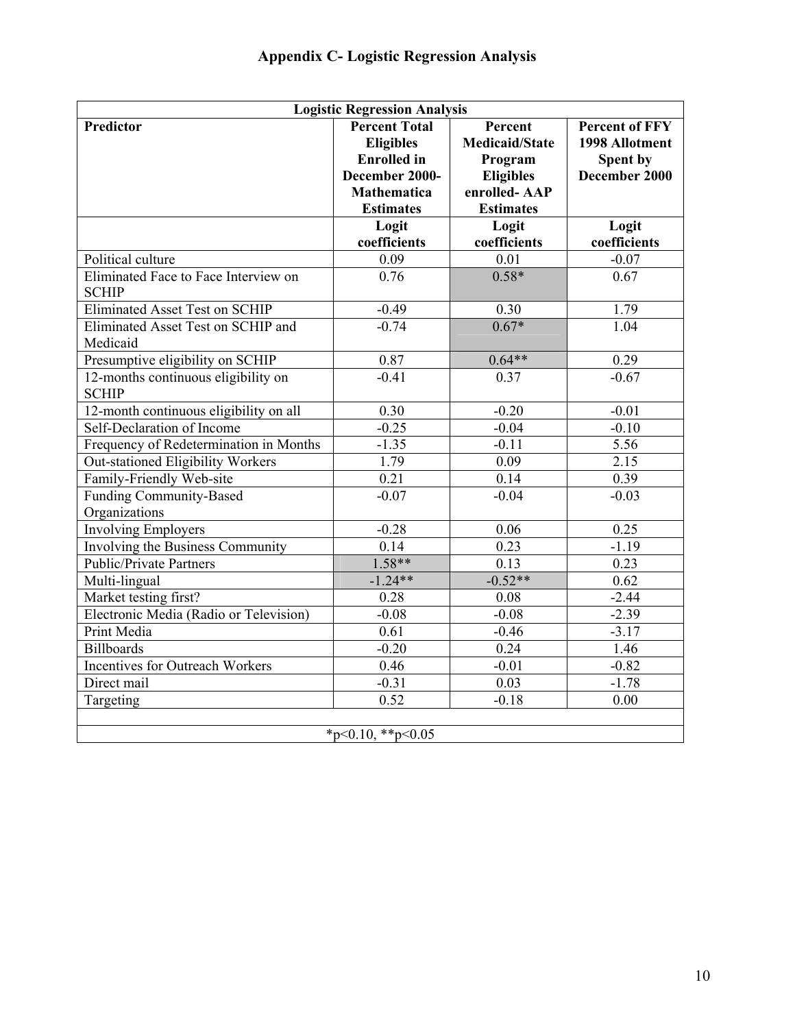# Appendix C- Logistic Regression Analysis

| Logistic Regression Analysis | | | |
|---|---|---|---|
| **Predictor** | **Percent Total Eligibles Enrolled in December 2000- Mathematica Estimates** | **Percent Medicaid/State Program Eligibles enrolled- AAP Estimates** | **Percent of FFY 1998 Allotment Spent by December 2000** |
| | **Logit coefficients** | **Logit coefficients** | **Logit coefficients** |
| Political culture | 0.09 | 0.01 | -0.07 |
| Eliminated Face to Face Interview on SCHIP | 0.76 | 0.58* | 0.67 |
| Eliminated Asset Test on SCHIP | -0.49 | 0.30 | 1.79 |
| Eliminated Asset Test on SCHIP and Medicaid | -0.74 | 0.67* | 1.04 |
| Presumptive eligibility on SCHIP | 0.87 | 0.64** | 0.29 |
| 12-months continuous eligibility on SCHIP | -0.41 | 0.37 | -0.67 |
| 12-month continuous eligibility on all | 0.30 | -0.20 | -0.01 |
| Self-Declaration of Income | -0.25 | -0.04 | -0.10 |
| Frequency of Redetermination in Months | -1.35 | -0.11 | 5.56 |
| Out-stationed Eligibility Workers | 1.79 | 0.09 | 2.15 |
| Family-Friendly Web-site | 0.21 | 0.14 | 0.39 |
| Funding Community-Based Organizations | -0.07 | -0.04 | -0.03 |
| Involving Employers | -0.28 | 0.06 | 0.25 |
| Involving the Business Community | 0.14 | 0.23 | -1.19 |
| Public/Private Partners | 1.58** | 0.13 | 0.23 |
| Multi-lingual | -1.24** | -0.52** | 0.62 |
| Market testing first? | 0.28 | 0.08 | -2.44 |
| Electronic Media (Radio or Television) | -0.08 | -0.08 | -2.39 |
| Print Media | 0.61 | -0.46 | -3.17 |
| Billboards | -0.20 | 0.24 | 1.46 |
| Incentives for Outreach Workers | 0.46 | -0.01 | -0.82 |
| Direct mail | -0.31 | 0.03 | -1.78 |
| Targeting | 0.52 | -0.18 | 0.00 |

*p<0.10, **p<0.05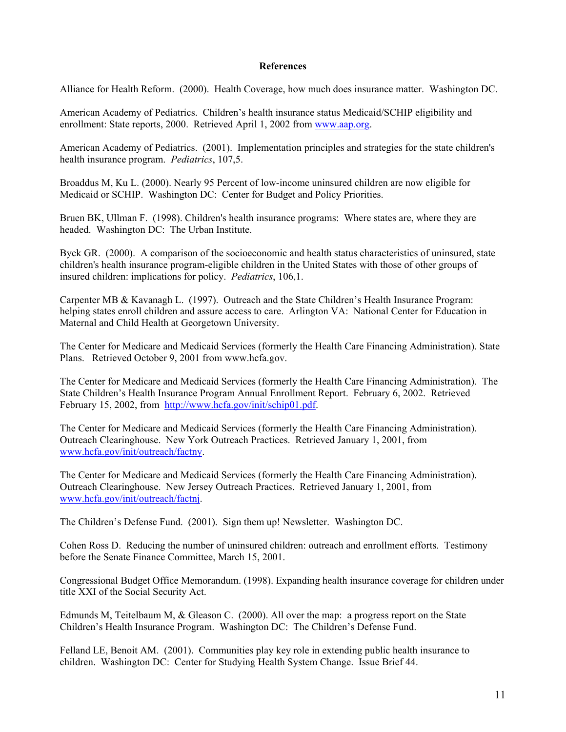## References

Alliance for Health Reform. (2000). Health Coverage, how much does insurance matter. Washington DC.

American Academy of Pediatrics. Children's health insurance status Medicaid/SCHIP eligibility and enrollment: State reports, 2000. Retrieved April 1, 2002 from [www.aap.org](www.aap.org).

American Academy of Pediatrics. (2001). Implementation principles and strategies for the state children's health insurance program. *Pediatrics*, 107,5.

Broaddus M, Ku L. (2000). Nearly 95 Percent of low-income uninsured children are now eligible for Medicaid or SCHIP. Washington DC: Center for Budget and Policy Priorities.

Bruen BK, Ullman F. (1998). Children's health insurance programs: Where states are, where they are headed. Washington DC: The Urban Institute.

Byck GR. (2000). A comparison of the socioeconomic and health status characteristics of uninsured, state children's health insurance program-eligible children in the United States with those of other groups of insured children: implications for policy. *Pediatrics*, 106,1.

Carpenter MB & Kavanagh L. (1997). Outreach and the State Children's Health Insurance Program: helping states enroll children and assure access to care. Arlington VA: National Center for Education in Maternal and Child Health at Georgetown University.

The Center for Medicare and Medicaid Services (formerly the Health Care Financing Administration). State Plans. Retrieved October 9, 2001 from www.hcfa.gov.

The Center for Medicare and Medicaid Services (formerly the Health Care Financing Administration). The State Children's Health Insurance Program Annual Enrollment Report. February 6, 2002. Retrieved February 15, 2002, from [http://www.hcfa.gov/init/schip01.pdf](http://www.hcfa.gov/init/schip01.pdf).

The Center for Medicare and Medicaid Services (formerly the Health Care Financing Administration). Outreach Clearinghouse. New York Outreach Practices. Retrieved January 1, 2001, from [www.hcfa.gov/init/outreach/factny](www.hcfa.gov/init/outreach/factny).

The Center for Medicare and Medicaid Services (formerly the Health Care Financing Administration). Outreach Clearinghouse. New Jersey Outreach Practices. Retrieved January 1, 2001, from [www.hcfa.gov/init/outreach/factnj](www.hcfa.gov/init/outreach/factnj).

The Children's Defense Fund. (2001). Sign them up! Newsletter. Washington DC.

Cohen Ross D. Reducing the number of uninsured children: outreach and enrollment efforts. Testimony before the Senate Finance Committee, March 15, 2001.

Congressional Budget Office Memorandum. (1998). Expanding health insurance coverage for children under title XXI of the Social Security Act.

Edmunds M, Teitelbaum M, & Gleason C. (2000). All over the map: a progress report on the State Children's Health Insurance Program. Washington DC: The Children's Defense Fund.

Felland LE, Benoit AM. (2001). Communities play key role in extending public health insurance to children. Washington DC: Center for Studying Health System Change. Issue Brief 44.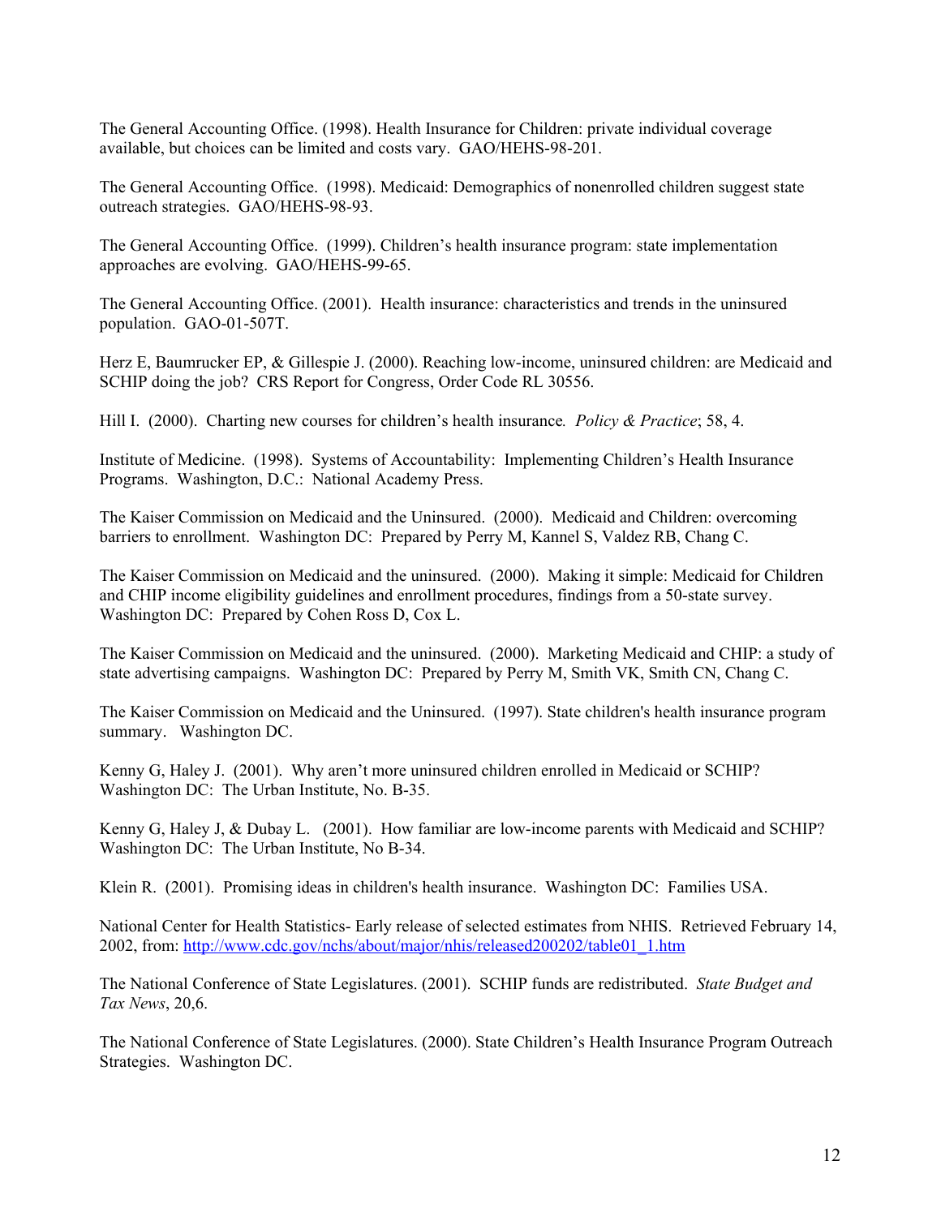The General Accounting Office. (1998). Health Insurance for Children: private individual coverage available, but choices can be limited and costs vary. GAO/HEHS-98-201.

The General Accounting Office. (1998). Medicaid: Demographics of nonenrolled children suggest state outreach strategies. GAO/HEHS-98-93.

The General Accounting Office. (1999). Children's health insurance program: state implementation approaches are evolving. GAO/HEHS-99-65.

The General Accounting Office. (2001). Health insurance: characteristics and trends in the uninsured population. GAO-01-507T.

Herz E, Baumrucker EP, & Gillespie J. (2000). Reaching low-income, uninsured children: are Medicaid and SCHIP doing the job? CRS Report for Congress, Order Code RL 30556.

Hill I. (2000). Charting new courses for children's health insurance. *Policy & Practice*; 58, 4.

Institute of Medicine. (1998). Systems of Accountability: Implementing Children's Health Insurance Programs. Washington, D.C.: National Academy Press.

The Kaiser Commission on Medicaid and the Uninsured. (2000). Medicaid and Children: overcoming barriers to enrollment. Washington DC: Prepared by Perry M, Kannel S, Valdez RB, Chang C.

The Kaiser Commission on Medicaid and the uninsured. (2000). Making it simple: Medicaid for Children and CHIP income eligibility guidelines and enrollment procedures, findings from a 50-state survey. Washington DC: Prepared by Cohen Ross D, Cox L.

The Kaiser Commission on Medicaid and the uninsured. (2000). Marketing Medicaid and CHIP: a study of state advertising campaigns. Washington DC: Prepared by Perry M, Smith VK, Smith CN, Chang C.

The Kaiser Commission on Medicaid and the Uninsured. (1997). State children's health insurance program summary. Washington DC.

Kenny G, Haley J. (2001). Why aren't more uninsured children enrolled in Medicaid or SCHIP? Washington DC: The Urban Institute, No. B-35.

Kenny G, Haley J, & Dubay L. (2001). How familiar are low-income parents with Medicaid and SCHIP? Washington DC: The Urban Institute, No B-34.

Klein R. (2001). Promising ideas in children's health insurance. Washington DC: Families USA.

National Center for Health Statistics- Early release of selected estimates from NHIS. Retrieved February 14, 2002, from: http://www.cdc.gov/nchs/about/major/nhis/released200202/table01_1.htm

The National Conference of State Legislatures. (2001). SCHIP funds are redistributed. *State Budget and Tax News*, 20,6.

The National Conference of State Legislatures. (2000). State Children's Health Insurance Program Outreach Strategies. Washington DC.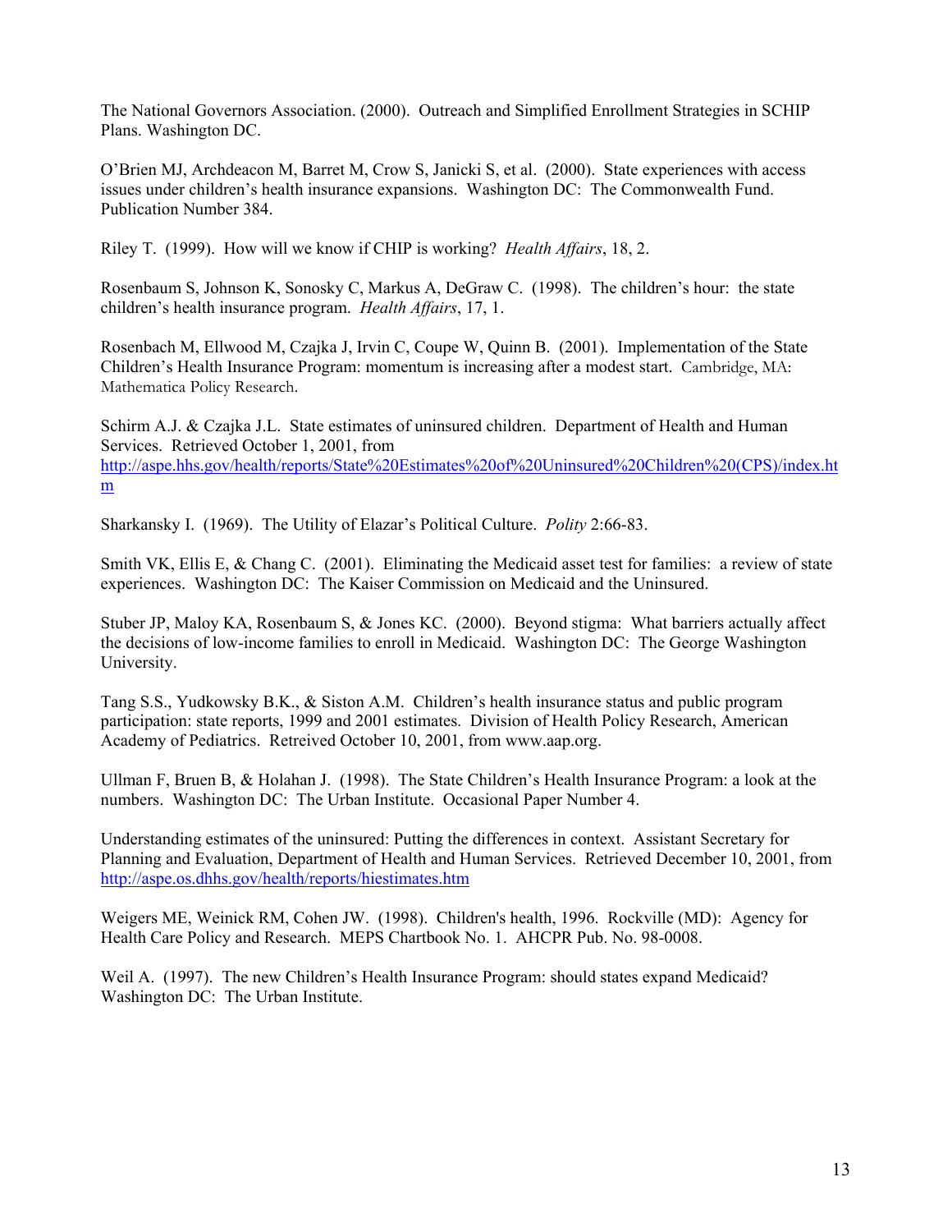The National Governors Association. (2000). Outreach and Simplified Enrollment Strategies in SCHIP Plans. Washington DC.

O'Brien MJ, Archdeacon M, Barret M, Crow S, Janicki S, et al. (2000). State experiences with access issues under children's health insurance expansions. Washington DC: The Commonwealth Fund. Publication Number 384.

Riley T. (1999). How will we know if CHIP is working? *Health Affairs*, 18, 2.

Rosenbaum S, Johnson K, Sonosky C, Markus A, DeGraw C. (1998). The children's hour: the state children's health insurance program. *Health Affairs*, 17, 1.

Rosenbach M, Ellwood M, Czajka J, Irvin C, Coupe W, Quinn B. (2001). Implementation of the State Children's Health Insurance Program: momentum is increasing after a modest start. Cambridge, MA: Mathematica Policy Research.

Schirm A.J. & Czajka J.L. State estimates of uninsured children. Department of Health and Human Services. Retrieved October 1, 2001, from http://aspe.hhs.gov/health/reports/State%20Estimates%20of%20Uninsured%20Children%20(CPS)/index.htm

Sharkansky I. (1969). The Utility of Elazar's Political Culture. *Polity* 2:66-83.

Smith VK, Ellis E, & Chang C. (2001). Eliminating the Medicaid asset test for families: a review of state experiences. Washington DC: The Kaiser Commission on Medicaid and the Uninsured.

Stuber JP, Maloy KA, Rosenbaum S, & Jones KC. (2000). Beyond stigma: What barriers actually affect the decisions of low-income families to enroll in Medicaid. Washington DC: The George Washington University.

Tang S.S., Yudkowsky B.K., & Siston A.M. Children's health insurance status and public program participation: state reports, 1999 and 2001 estimates. Division of Health Policy Research, American Academy of Pediatrics. Retreived October 10, 2001, from www.aap.org.

Ullman F, Bruen B, & Holahan J. (1998). The State Children's Health Insurance Program: a look at the numbers. Washington DC: The Urban Institute. Occasional Paper Number 4.

Understanding estimates of the uninsured: Putting the differences in context. Assistant Secretary for Planning and Evaluation, Department of Health and Human Services. Retrieved December 10, 2001, from http://aspe.os.dhhs.gov/health/reports/hiestimates.htm

Weigers ME, Weinick RM, Cohen JW. (1998). Children's health, 1996. Rockville (MD): Agency for Health Care Policy and Research. MEPS Chartbook No. 1. AHCPR Pub. No. 98-0008.

Weil A. (1997). The new Children's Health Insurance Program: should states expand Medicaid? Washington DC: The Urban Institute.